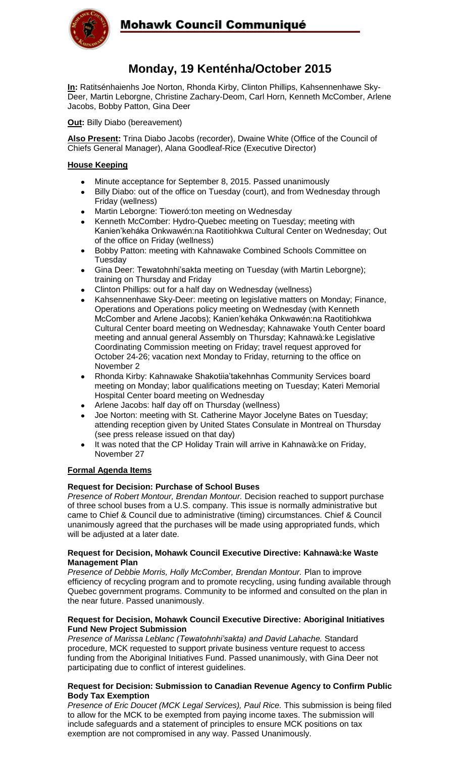# Mohawk Council Communiqué

## Monday, 19 Kenténha/October 2015

**In:** Ratitsénhaienhs Joe Norton, Rhonda Kirby, Clinton Phillips, Kahsennenhawe Sky-Deer, Martin Leborgne, Christine Zachary-Deom, Carl Horn, Kenneth McComber, Arlene Jacobs, Bobby Patton, Gina Deer

**Out:** Billy Diabo (bereavement)

**Also Present:** Trina Diabo Jacobs (recorder), Dwaine White (Office of the Council of Chiefs General Manager), Alana Goodleaf-Rice (Executive Director)

### House Keeping

- Minute acceptance for September 8, 2015. Passed unanimously
- Billy Diabo: out of the office on Tuesday (court), and from Wednesday through Friday (wellness)
- Martin Leborgne: Tioweró:ton meeting on Wednesday
- Kenneth McComber: Hydro-Quebec meeting on Tuesday; meeting with Kanien'kehá:ka Onkwawén:na Raotitiohkwa Cultural Center on Wednesday; Out of the office on Friday (wellness)
- Bobby Patton: meeting with Kahnawake Combined Schools Committee on Tuesday
- Gina Deer: Tewatohnhi'sakta meeting on Tuesday (with Martin Leborgne); training on Thursday and Friday
- Clinton Phillips: out for a half day on Wednesday (wellness)
- Kahsennenhawe Sky-Deer: meeting on legislative matters on Monday; Finance, Operations and Operations policy meeting on Wednesday (with Kenneth McComber and Arlene Jacobs); Kanien'kehá:ka Onkwawén:na Raotitiohkwa Cultural Center board meeting on Wednesday; Kahnawake Youth Center board meeting and annual general Assembly on Thursday; Kahnawà:ke Legislative Coordinating Commission meeting on Friday; travel request approved for October 24-26; vacation next Monday to Friday, returning to the office on November 2
- Rhonda Kirby: Kahnawake Shakotiia'takehnhas Community Services board meeting on Monday; labor qualifications meeting on Tuesday; Kateri Memorial Hospital Center board meeting on Wednesday
- Arlene Jacobs: half day off on Thursday (wellness)
- Joe Norton: meeting with St. Catherine Mayor Jocelyne Bates on Tuesday; attending reception given by United States Consulate in Montreal on Thursday (see press release issued on that day)
- It was noted that the CP Holiday Train will arrive in Kahnawà:ke on Friday, November 27

### Formal Agenda Items

#### Request for Decision: Purchase of School Buses

*Presence of Robert Montour, Brendan Montour.* Decision reached to support purchase of three school buses from a U.S. company. This issue is normally administrative but came to Chief & Council due to administrative (timing) circumstances. Chief & Council unanimously agreed that the purchases will be made using appropriated funds, which will be adjusted at a later date.

#### Request for Decision, Mohawk Council Executive Directive: Kahnawà:ke Waste Management Plan

*Presence of Debbie Morris, Holly McComber, Brendan Montour.* Plan to improve efficiency of recycling program and to promote recycling, using funding available through Quebec government programs. Community to be informed and consulted on the plan in the near future. Passed unanimously.

#### Request for Decision, Mohawk Council Executive Directive: Aboriginal Initiatives Fund New Project Submission

*Presence of Marissa Leblanc (Tewatohnhi'sakta) and David Lahache.* Standard procedure, MCK requested to support private business venture request to access funding from the Aboriginal Initiatives Fund. Passed unanimously, with Gina Deer not participating due to conflict of interest guidelines.

#### Request for Decision: Submission to Canadian Revenue Agency to Confirm Public Body Tax Exemption

*Presence of Eric Doucet (MCK Legal Services), Paul Rice.* This submission is being filed to allow for the MCK to be exempted from paying income taxes. The submission will include safeguards and a statement of principles to ensure MCK positions on tax exemption are not compromised in any way. Passed Unanimously.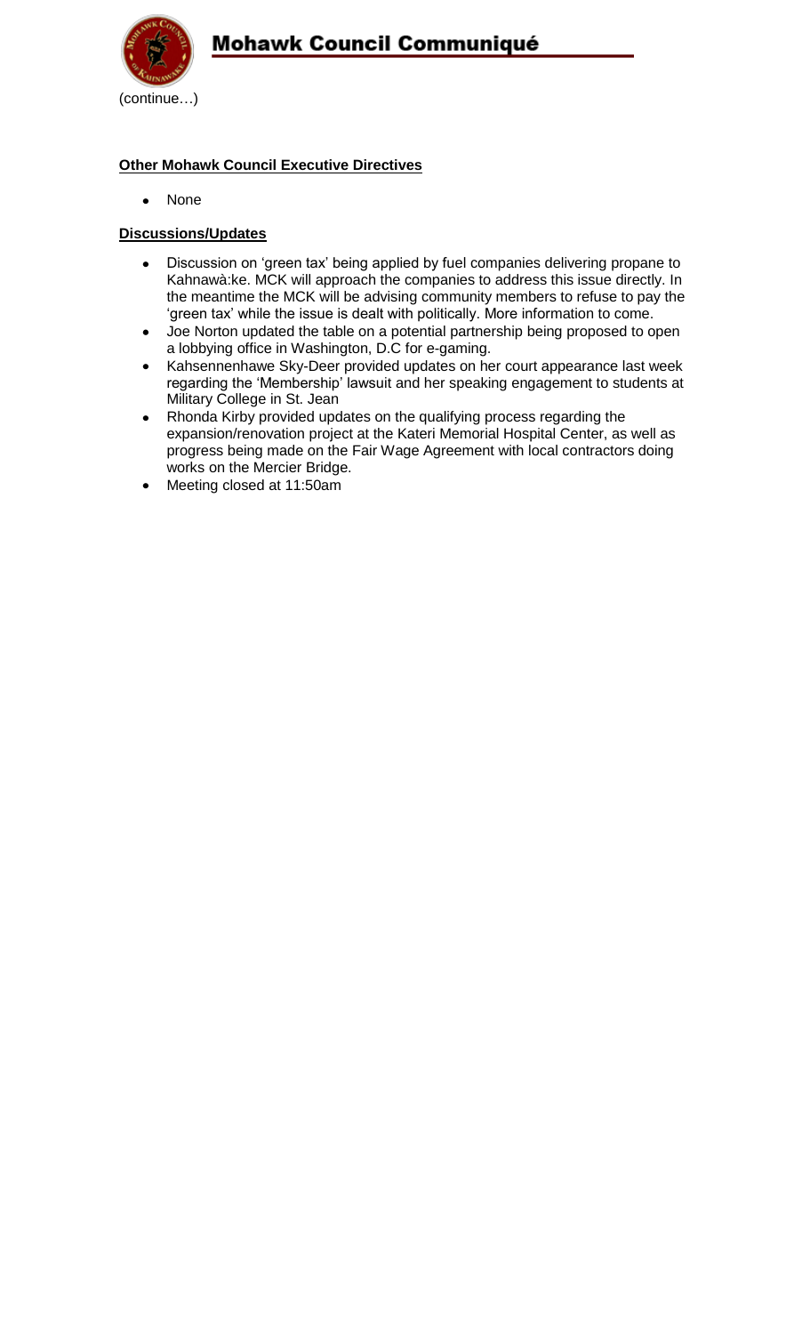(continue…)

**Other Mohawk Council Executive Directives**

- None

**Discussions/Updates**

- Discussion on 'green tax' being applied by fuel companies delivering propane to Kahnawà:ke. MCK will approach the companies to address this issue directly. In the meantime the MCK will be advising community members to refuse to pay the 'green tax' while the issue is dealt with politically. More information to come.
- Joe Norton updated the table on a potential partnership being proposed to open a lobbying office in Washington, D.C for e-gaming.
- Kahsennenhawe Sky-Deer provided updates on her court appearance last week regarding the 'Membership' lawsuit and her speaking engagement to students at Military College in St. Jean
- Rhonda Kirby provided updates on the qualifying process regarding the expansion/renovation project at the Kateri Memorial Hospital Center, as well as progress being made on the Fair Wage Agreement with local contractors doing works on the Mercier Bridge.
- Meeting closed at 11:50am